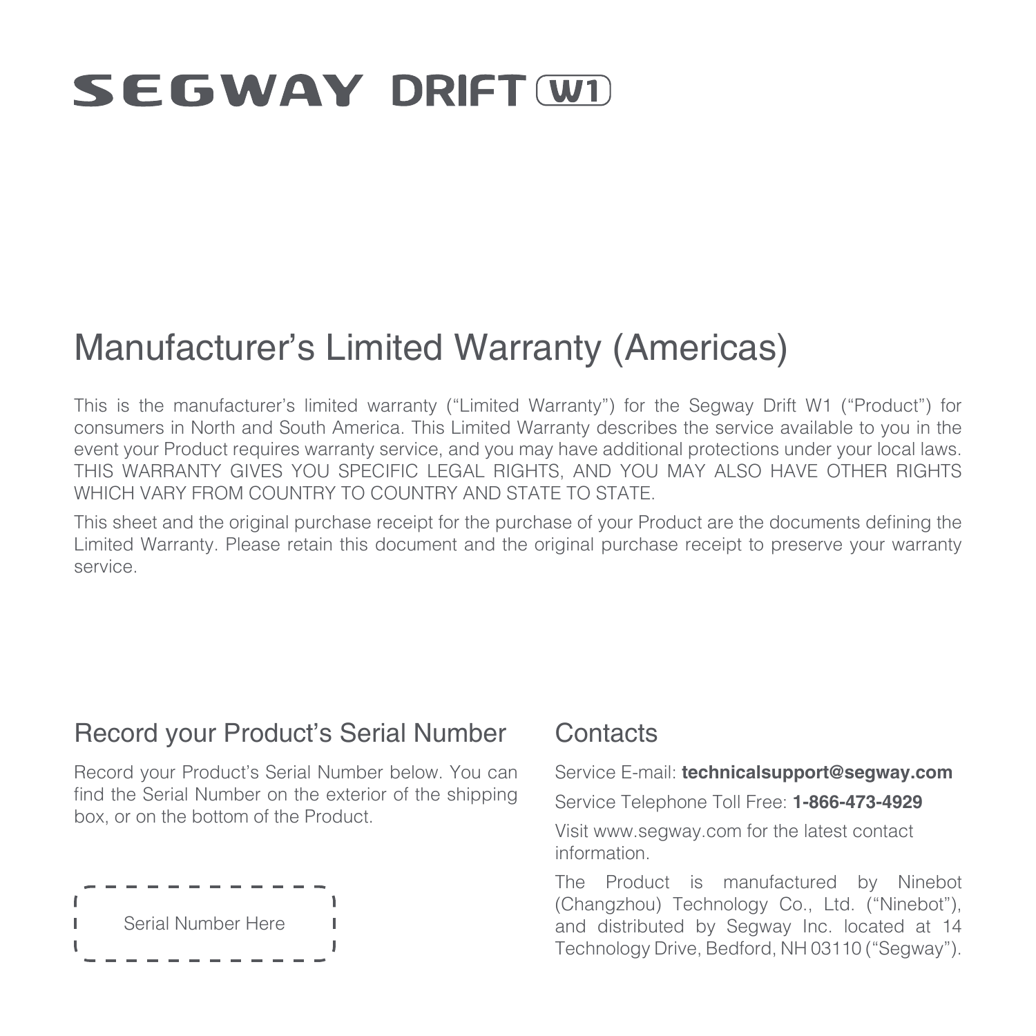# SEGWAY DRIFT W1

## Manufacturer's Limited Warranty (Americas)

This is the manufacturer's limited warranty ("Limited Warranty") for the Segway Drift W1 ("Product") for consumers in North and South America. This Limited Warranty describes the service available to you in the event your Product requires warranty service, and you may have additional protections under your local laws. THIS WARRANTY GIVES YOU SPECIFIC LEGAL RIGHTS, AND YOU MAY ALSO HAVE OTHER RIGHTS WHICH VARY FROM COUNTRY TO COUNTRY AND STATE TO STATE.

This sheet and the original purchase receipt for the purchase of your Product are the documents defining the Limited Warranty. Please retain this document and the original purchase receipt to preserve your warranty service.

### Record your Product's Serial Number

Record your Product's Serial Number below. You can find the Serial Number on the exterior of the shipping box, or on the bottom of the Product.

Serial Number Here

### Contacts

Service E-mail: **technicalsupport@segway.com**

Service Telephone Toll Free: **1-866-473-4929**

Visit www.segway.com for the latest contact information.

The Product is manufactured by Ninebot (Changzhou) Technology Co., Ltd. ("Ninebot"), and distributed by Segway Inc. located at 14 Technology Drive, Bedford, NH 03110 ("Segway").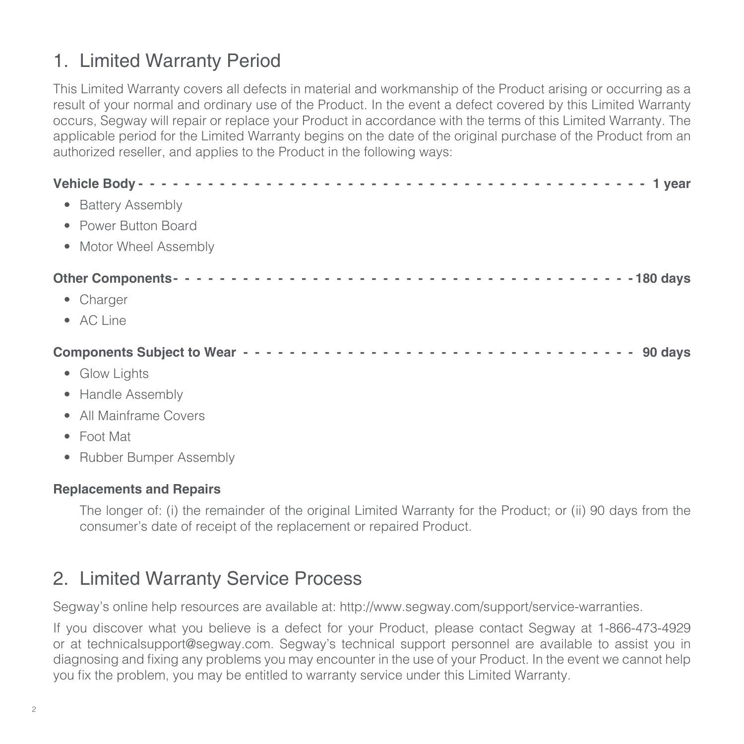## 1. Limited Warranty Period

This Limited Warranty covers all defects in material and workmanship of the Product arising or occurring as a result of your normal and ordinary use of the Product. In the event a defect covered by this Limited Warranty occurs, Segway will repair or replace your Product in accordance with the terms of this Limited Warranty. The applicable period for the Limited Warranty begins on the date of the original purchase of the Product from an authorized reseller, and applies to the Product in the following ways:

**Vehicle Body - - - - - - - - - - - - - - - - - - - - - - - - - - - - - - - - - - - - - - - - - - - 1 year**

- Battery Assembly
- Power Button Board
- Motor Wheel Assembly

**Other Components - - - - - - - - - - - - - - - - - - - - - - - - - - - - - - - - - - - - - - - 180 days**

- Charger
- AC Line

**Components Subject to Wear - - - - - - - - - - - - - - - - - - - - - - - - - - - - - - - - - - 90 days**

- Glow Lights
- Handle Assembly
- All Mainframe Covers
- Foot Mat
- Rubber Bumper Assembly

**Replacements and Repairs**

The longer of: (i) the remainder of the original Limited Warranty for the Product; or (ii) 90 days from the consumer's date of receipt of the replacement or repaired Product.

## 2. Limited Warranty Service Process

Segway's online help resources are available at: http://www.segway.com/support/service-warranties.

If you discover what you believe is a defect for your Product, please contact Segway at 1-866-473-4929 or at technicalsupport@segway.com. Segway's technical support personnel are available to assist you in diagnosing and fixing any problems you may encounter in the use of your Product. In the event we cannot help you fix the problem, you may be entitled to warranty service under this Limited Warranty.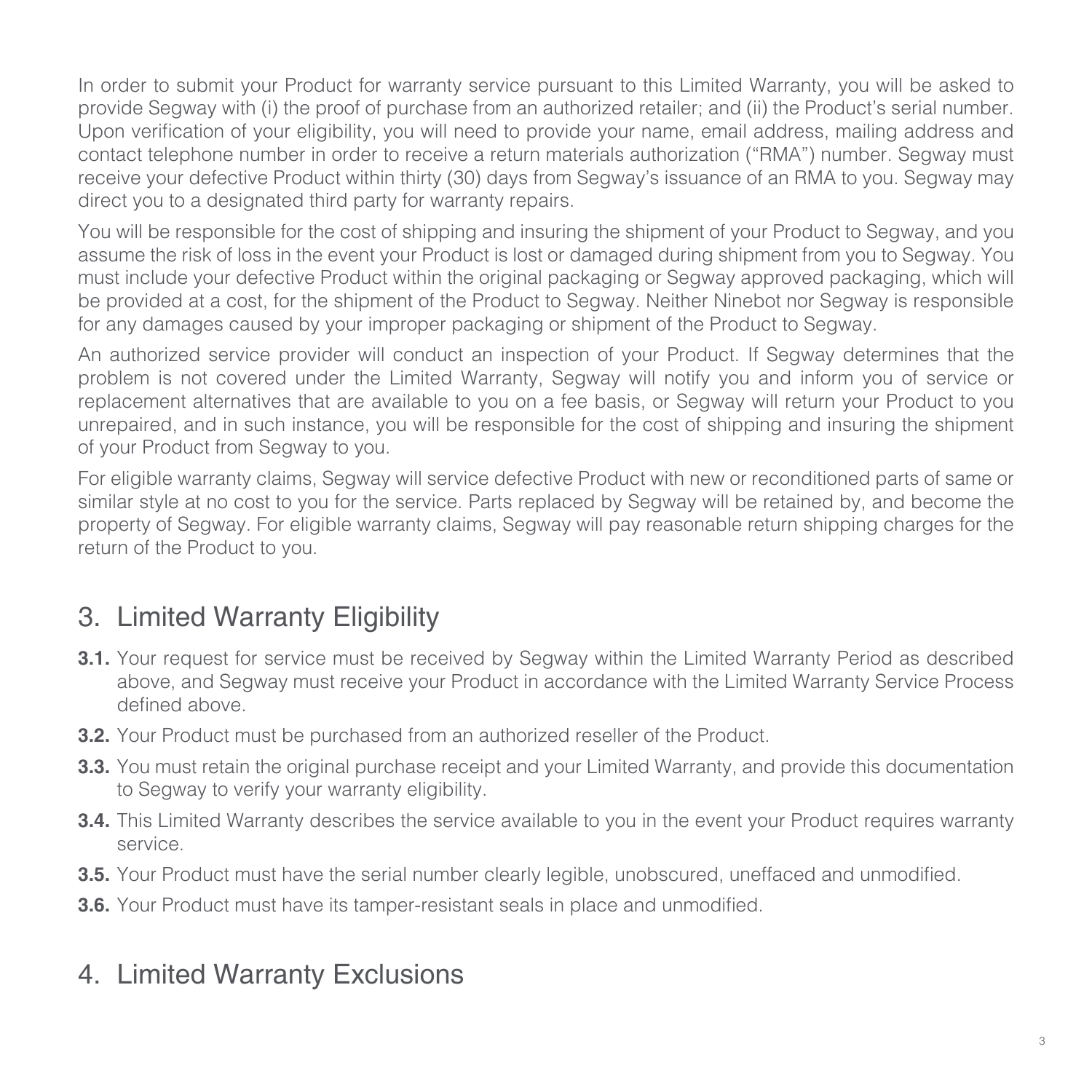In order to submit your Product for warranty service pursuant to this Limited Warranty, you will be asked to provide Segway with (i) the proof of purchase from an authorized retailer; and (ii) the Product's serial number. Upon verification of your eligibility, you will need to provide your name, email address, mailing address and contact telephone number in order to receive a return materials authorization ("RMA") number. Segway must receive your defective Product within thirty (30) days from Segway's issuance of an RMA to you. Segway may direct you to a designated third party for warranty repairs.

You will be responsible for the cost of shipping and insuring the shipment of your Product to Segway, and you assume the risk of loss in the event your Product is lost or damaged during shipment from you to Segway. You must include your defective Product within the original packaging or Segway approved packaging, which will be provided at a cost, for the shipment of the Product to Segway. Neither Ninebot nor Segway is responsible for any damages caused by your improper packaging or shipment of the Product to Segway.

An authorized service provider will conduct an inspection of your Product. If Segway determines that the problem is not covered under the Limited Warranty, Segway will notify you and inform you of service or replacement alternatives that are available to you on a fee basis, or Segway will return your Product to you unrepaired, and in such instance, you will be responsible for the cost of shipping and insuring the shipment of your Product from Segway to you.

For eligible warranty claims, Segway will service defective Product with new or reconditioned parts of same or similar style at no cost to you for the service. Parts replaced by Segway will be retained by, and become the property of Segway. For eligible warranty claims, Segway will pay reasonable return shipping charges for the return of the Product to you.

## 3. Limited Warranty Eligibility

**3.1.** Your request for service must be received by Segway within the Limited Warranty Period as described above, and Segway must receive your Product in accordance with the Limited Warranty Service Process defined above.

**3.2.** Your Product must be purchased from an authorized reseller of the Product.

**3.3.** You must retain the original purchase receipt and your Limited Warranty, and provide this documentation to Segway to verify your warranty eligibility.

**3.4.** This Limited Warranty describes the service available to you in the event your Product requires warranty service.

**3.5.** Your Product must have the serial number clearly legible, unobscured, uneffaced and unmodified.

**3.6.** Your Product must have its tamper-resistant seals in place and unmodified.

## 4. Limited Warranty Exclusions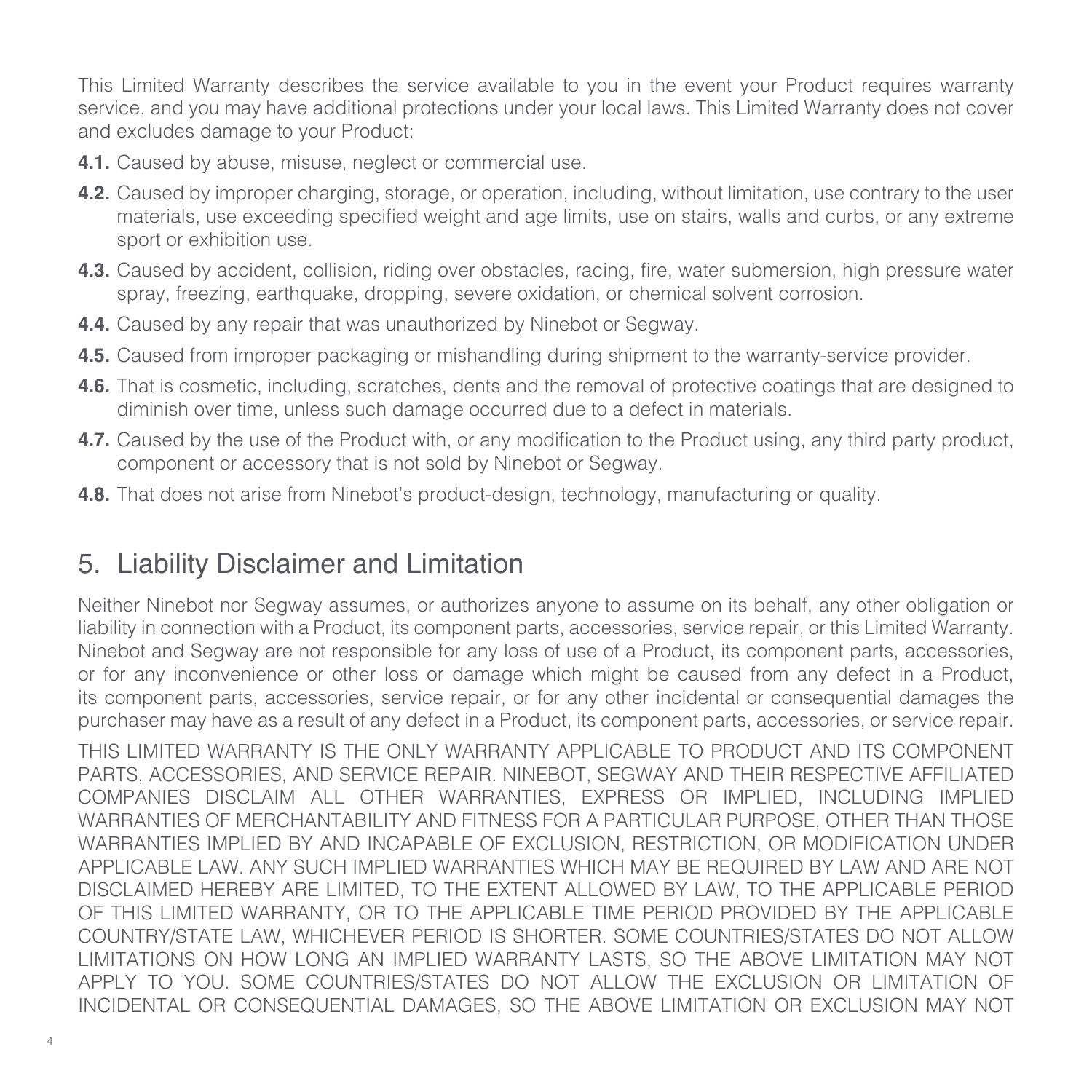This Limited Warranty describes the service available to you in the event your Product requires warranty service, and you may have additional protections under your local laws. This Limited Warranty does not cover and excludes damage to your Product:

**4.1.** Caused by abuse, misuse, neglect or commercial use.

**4.2.** Caused by improper charging, storage, or operation, including, without limitation, use contrary to the user materials, use exceeding specified weight and age limits, use on stairs, walls and curbs, or any extreme sport or exhibition use.

**4.3.** Caused by accident, collision, riding over obstacles, racing, fire, water submersion, high pressure water spray, freezing, earthquake, dropping, severe oxidation, or chemical solvent corrosion.

**4.4.** Caused by any repair that was unauthorized by Ninebot or Segway.

**4.5.** Caused from improper packaging or mishandling during shipment to the warranty-service provider.

**4.6.** That is cosmetic, including, scratches, dents and the removal of protective coatings that are designed to diminish over time, unless such damage occurred due to a defect in materials.

**4.7.** Caused by the use of the Product with, or any modification to the Product using, any third party product, component or accessory that is not sold by Ninebot or Segway.

**4.8.** That does not arise from Ninebot's product-design, technology, manufacturing or quality.

## 5. Liability Disclaimer and Limitation

Neither Ninebot nor Segway assumes, or authorizes anyone to assume on its behalf, any other obligation or liability in connection with a Product, its component parts, accessories, service repair, or this Limited Warranty. Ninebot and Segway are not responsible for any loss of use of a Product, its component parts, accessories, or for any inconvenience or other loss or damage which might be caused from any defect in a Product, its component parts, accessories, service repair, or for any other incidental or consequential damages the purchaser may have as a result of any defect in a Product, its component parts, accessories, or service repair.

THIS LIMITED WARRANTY IS THE ONLY WARRANTY APPLICABLE TO PRODUCT AND ITS COMPONENT PARTS, ACCESSORIES, AND SERVICE REPAIR. NINEBOT, SEGWAY AND THEIR RESPECTIVE AFFILIATED COMPANIES DISCLAIM ALL OTHER WARRANTIES, EXPRESS OR IMPLIED, INCLUDING IMPLIED WARRANTIES OF MERCHANTABILITY AND FITNESS FOR A PARTICULAR PURPOSE, OTHER THAN THOSE WARRANTIES IMPLIED BY AND INCAPABLE OF EXCLUSION, RESTRICTION, OR MODIFICATION UNDER APPLICABLE LAW. ANY SUCH IMPLIED WARRANTIES WHICH MAY BE REQUIRED BY LAW AND ARE NOT DISCLAIMED HEREBY ARE LIMITED, TO THE EXTENT ALLOWED BY LAW, TO THE APPLICABLE PERIOD OF THIS LIMITED WARRANTY, OR TO THE APPLICABLE TIME PERIOD PROVIDED BY THE APPLICABLE COUNTRY/STATE LAW, WHICHEVER PERIOD IS SHORTER. SOME COUNTRIES/STATES DO NOT ALLOW LIMITATIONS ON HOW LONG AN IMPLIED WARRANTY LASTS, SO THE ABOVE LIMITATION MAY NOT APPLY TO YOU. SOME COUNTRIES/STATES DO NOT ALLOW THE EXCLUSION OR LIMITATION OF INCIDENTAL OR CONSEQUENTIAL DAMAGES, SO THE ABOVE LIMITATION OR EXCLUSION MAY NOT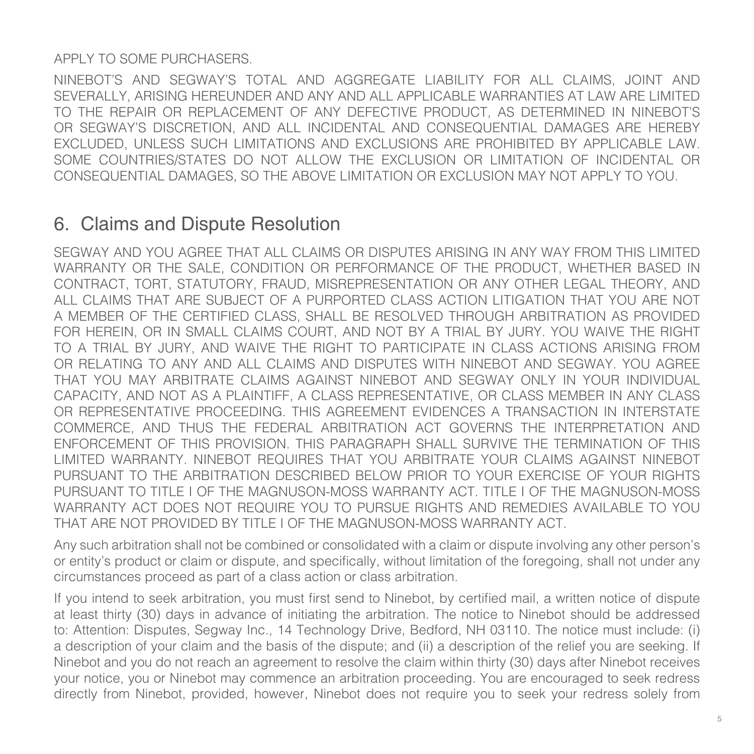APPLY TO SOME PURCHASERS.

NINEBOT'S AND SEGWAY'S TOTAL AND AGGREGATE LIABILITY FOR ALL CLAIMS, JOINT AND SEVERALLY, ARISING HEREUNDER AND ANY AND ALL APPLICABLE WARRANTIES AT LAW ARE LIMITED TO THE REPAIR OR REPLACEMENT OF ANY DEFECTIVE PRODUCT, AS DETERMINED IN NINEBOT'S OR SEGWAY'S DISCRETION, AND ALL INCIDENTAL AND CONSEQUENTIAL DAMAGES ARE HEREBY EXCLUDED, UNLESS SUCH LIMITATIONS AND EXCLUSIONS ARE PROHIBITED BY APPLICABLE LAW. SOME COUNTRIES/STATES DO NOT ALLOW THE EXCLUSION OR LIMITATION OF INCIDENTAL OR CONSEQUENTIAL DAMAGES, SO THE ABOVE LIMITATION OR EXCLUSION MAY NOT APPLY TO YOU.

## 6. Claims and Dispute Resolution

SEGWAY AND YOU AGREE THAT ALL CLAIMS OR DISPUTES ARISING IN ANY WAY FROM THIS LIMITED WARRANTY OR THE SALE, CONDITION OR PERFORMANCE OF THE PRODUCT, WHETHER BASED IN CONTRACT, TORT, STATUTORY, FRAUD, MISREPRESENTATION OR ANY OTHER LEGAL THEORY, AND ALL CLAIMS THAT ARE SUBJECT OF A PURPORTED CLASS ACTION LITIGATION THAT YOU ARE NOT A MEMBER OF THE CERTIFIED CLASS, SHALL BE RESOLVED THROUGH ARBITRATION AS PROVIDED FOR HEREIN, OR IN SMALL CLAIMS COURT, AND NOT BY A TRIAL BY JURY. YOU WAIVE THE RIGHT TO A TRIAL BY JURY, AND WAIVE THE RIGHT TO PARTICIPATE IN CLASS ACTIONS ARISING FROM OR RELATING TO ANY AND ALL CLAIMS AND DISPUTES WITH NINEBOT AND SEGWAY. YOU AGREE THAT YOU MAY ARBITRATE CLAIMS AGAINST NINEBOT AND SEGWAY ONLY IN YOUR INDIVIDUAL CAPACITY, AND NOT AS A PLAINTIFF, A CLASS REPRESENTATIVE, OR CLASS MEMBER IN ANY CLASS OR REPRESENTATIVE PROCEEDING. THIS AGREEMENT EVIDENCES A TRANSACTION IN INTERSTATE COMMERCE, AND THUS THE FEDERAL ARBITRATION ACT GOVERNS THE INTERPRETATION AND ENFORCEMENT OF THIS PROVISION. THIS PARAGRAPH SHALL SURVIVE THE TERMINATION OF THIS LIMITED WARRANTY. NINEBOT REQUIRES THAT YOU ARBITRATE YOUR CLAIMS AGAINST NINEBOT PURSUANT TO THE ARBITRATION DESCRIBED BELOW PRIOR TO YOUR EXERCISE OF YOUR RIGHTS PURSUANT TO TITLE I OF THE MAGNUSON-MOSS WARRANTY ACT. TITLE I OF THE MAGNUSON-MOSS WARRANTY ACT DOES NOT REQUIRE YOU TO PURSUE RIGHTS AND REMEDIES AVAILABLE TO YOU THAT ARE NOT PROVIDED BY TITLE I OF THE MAGNUSON-MOSS WARRANTY ACT.

Any such arbitration shall not be combined or consolidated with a claim or dispute involving any other person's or entity's product or claim or dispute, and specifically, without limitation of the foregoing, shall not under any circumstances proceed as part of a class action or class arbitration.

If you intend to seek arbitration, you must first send to Ninebot, by certified mail, a written notice of dispute at least thirty (30) days in advance of initiating the arbitration. The notice to Ninebot should be addressed to: Attention: Disputes, Segway Inc., 14 Technology Drive, Bedford, NH 03110. The notice must include: (i) a description of your claim and the basis of the dispute; and (ii) a description of the relief you are seeking. If Ninebot and you do not reach an agreement to resolve the claim within thirty (30) days after Ninebot receives your notice, you or Ninebot may commence an arbitration proceeding. You are encouraged to seek redress directly from Ninebot, provided, however, Ninebot does not require you to seek your redress solely from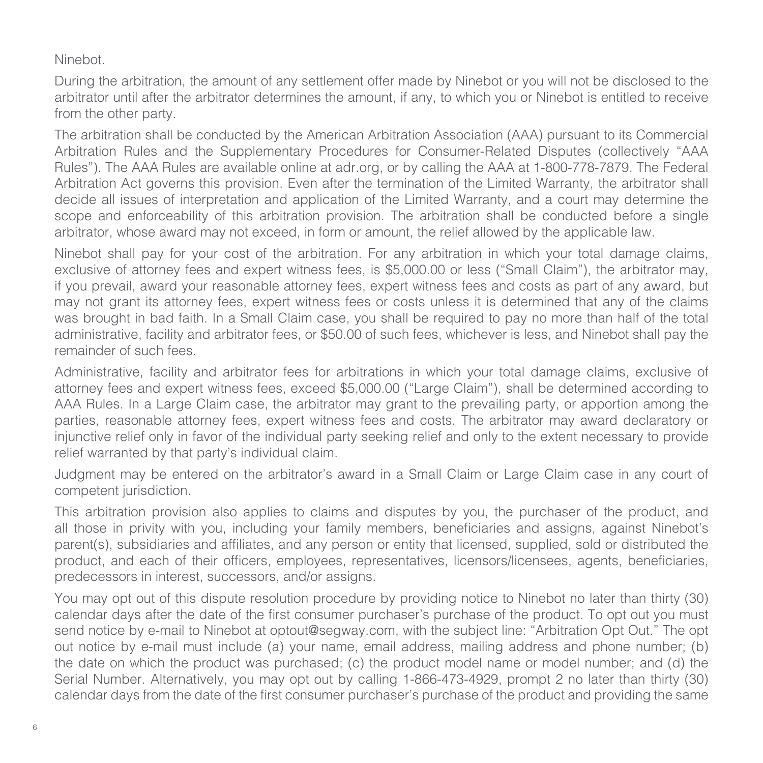Ninebot.

During the arbitration, the amount of any settlement offer made by Ninebot or you will not be disclosed to the arbitrator until after the arbitrator determines the amount, if any, to which you or Ninebot is entitled to receive from the other party.

The arbitration shall be conducted by the American Arbitration Association (AAA) pursuant to its Commercial Arbitration Rules and the Supplementary Procedures for Consumer-Related Disputes (collectively "AAA Rules"). The AAA Rules are available online at adr.org, or by calling the AAA at 1-800-778-7879. The Federal Arbitration Act governs this provision. Even after the termination of the Limited Warranty, the arbitrator shall decide all issues of interpretation and application of the Limited Warranty, and a court may determine the scope and enforceability of this arbitration provision. The arbitration shall be conducted before a single arbitrator, whose award may not exceed, in form or amount, the relief allowed by the applicable law.

Ninebot shall pay for your cost of the arbitration. For any arbitration in which your total damage claims, exclusive of attorney fees and expert witness fees, is $5,000.00 or less ("Small Claim"), the arbitrator may, if you prevail, award your reasonable attorney fees, expert witness fees and costs as part of any award, but may not grant its attorney fees, expert witness fees or costs unless it is determined that any of the claims was brought in bad faith. In a Small Claim case, you shall be required to pay no more than half of the total administrative, facility and arbitrator fees, or $50.00 of such fees, whichever is less, and Ninebot shall pay the remainder of such fees.

Administrative, facility and arbitrator fees for arbitrations in which your total damage claims, exclusive of attorney fees and expert witness fees, exceed $5,000.00 ("Large Claim"), shall be determined according to AAA Rules. In a Large Claim case, the arbitrator may grant to the prevailing party, or apportion among the parties, reasonable attorney fees, expert witness fees and costs. The arbitrator may award declaratory or injunctive relief only in favor of the individual party seeking relief and only to the extent necessary to provide relief warranted by that party's individual claim.

Judgment may be entered on the arbitrator's award in a Small Claim or Large Claim case in any court of competent jurisdiction.

This arbitration provision also applies to claims and disputes by you, the purchaser of the product, and all those in privity with you, including your family members, beneficiaries and assigns, against Ninebot's parent(s), subsidiaries and affiliates, and any person or entity that licensed, supplied, sold or distributed the product, and each of their officers, employees, representatives, licensors/licensees, agents, beneficiaries, predecessors in interest, successors, and/or assigns.

You may opt out of this dispute resolution procedure by providing notice to Ninebot no later than thirty (30) calendar days after the date of the first consumer purchaser's purchase of the product. To opt out you must send notice by e-mail to Ninebot at optout@segway.com, with the subject line: "Arbitration Opt Out." The opt out notice by e-mail must include (a) your name, email address, mailing address and phone number; (b) the date on which the product was purchased; (c) the product model name or model number; and (d) the Serial Number. Alternatively, you may opt out by calling 1-866-473-4929, prompt 2 no later than thirty (30) calendar days from the date of the first consumer purchaser's purchase of the product and providing the same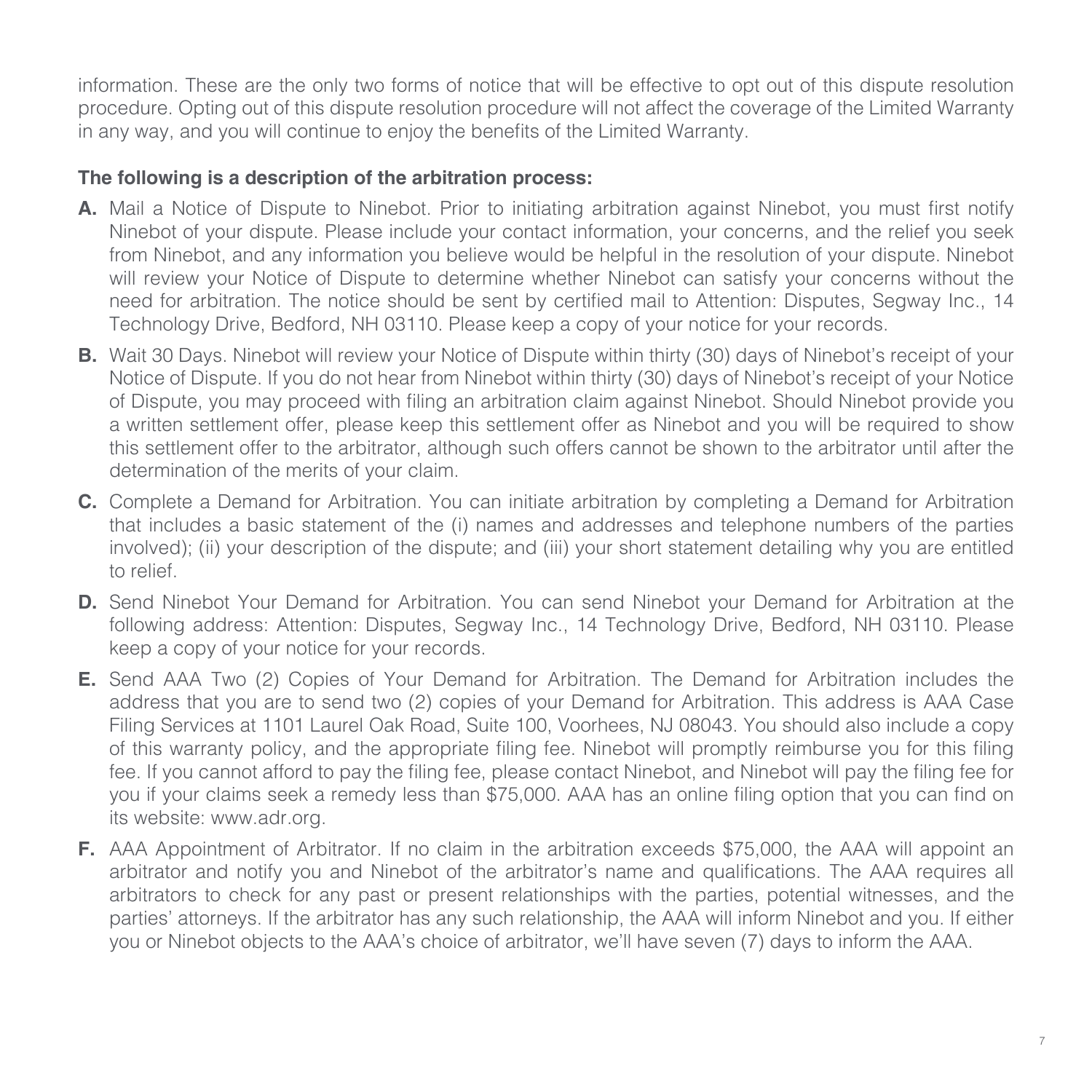information. These are the only two forms of notice that will be effective to opt out of this dispute resolution procedure. Opting out of this dispute resolution procedure will not affect the coverage of the Limited Warranty in any way, and you will continue to enjoy the benefits of the Limited Warranty.

**The following is a description of the arbitration process:**

**A.** Mail a Notice of Dispute to Ninebot. Prior to initiating arbitration against Ninebot, you must first notify Ninebot of your dispute. Please include your contact information, your concerns, and the relief you seek from Ninebot, and any information you believe would be helpful in the resolution of your dispute. Ninebot will review your Notice of Dispute to determine whether Ninebot can satisfy your concerns without the need for arbitration. The notice should be sent by certified mail to Attention: Disputes, Segway Inc., 14 Technology Drive, Bedford, NH 03110. Please keep a copy of your notice for your records.

**B.** Wait 30 Days. Ninebot will review your Notice of Dispute within thirty (30) days of Ninebot's receipt of your Notice of Dispute. If you do not hear from Ninebot within thirty (30) days of Ninebot's receipt of your Notice of Dispute, you may proceed with filing an arbitration claim against Ninebot. Should Ninebot provide you a written settlement offer, please keep this settlement offer as Ninebot and you will be required to show this settlement offer to the arbitrator, although such offers cannot be shown to the arbitrator until after the determination of the merits of your claim.

**C.** Complete a Demand for Arbitration. You can initiate arbitration by completing a Demand for Arbitration that includes a basic statement of the (i) names and addresses and telephone numbers of the parties involved); (ii) your description of the dispute; and (iii) your short statement detailing why you are entitled to relief.

**D.** Send Ninebot Your Demand for Arbitration. You can send Ninebot your Demand for Arbitration at the following address: Attention: Disputes, Segway Inc., 14 Technology Drive, Bedford, NH 03110. Please keep a copy of your notice for your records.

**E.** Send AAA Two (2) Copies of Your Demand for Arbitration. The Demand for Arbitration includes the address that you are to send two (2) copies of your Demand for Arbitration. This address is AAA Case Filing Services at 1101 Laurel Oak Road, Suite 100, Voorhees, NJ 08043. You should also include a copy of this warranty policy, and the appropriate filing fee. Ninebot will promptly reimburse you for this filing fee. If you cannot afford to pay the filing fee, please contact Ninebot, and Ninebot will pay the filing fee for you if your claims seek a remedy less than $75,000. AAA has an online filing option that you can find on its website: www.adr.org.

**F.** AAA Appointment of Arbitrator. If no claim in the arbitration exceeds $75,000, the AAA will appoint an arbitrator and notify you and Ninebot of the arbitrator's name and qualifications. The AAA requires all arbitrators to check for any past or present relationships with the parties, potential witnesses, and the parties' attorneys. If the arbitrator has any such relationship, the AAA will inform Ninebot and you. If either you or Ninebot objects to the AAA's choice of arbitrator, we'll have seven (7) days to inform the AAA.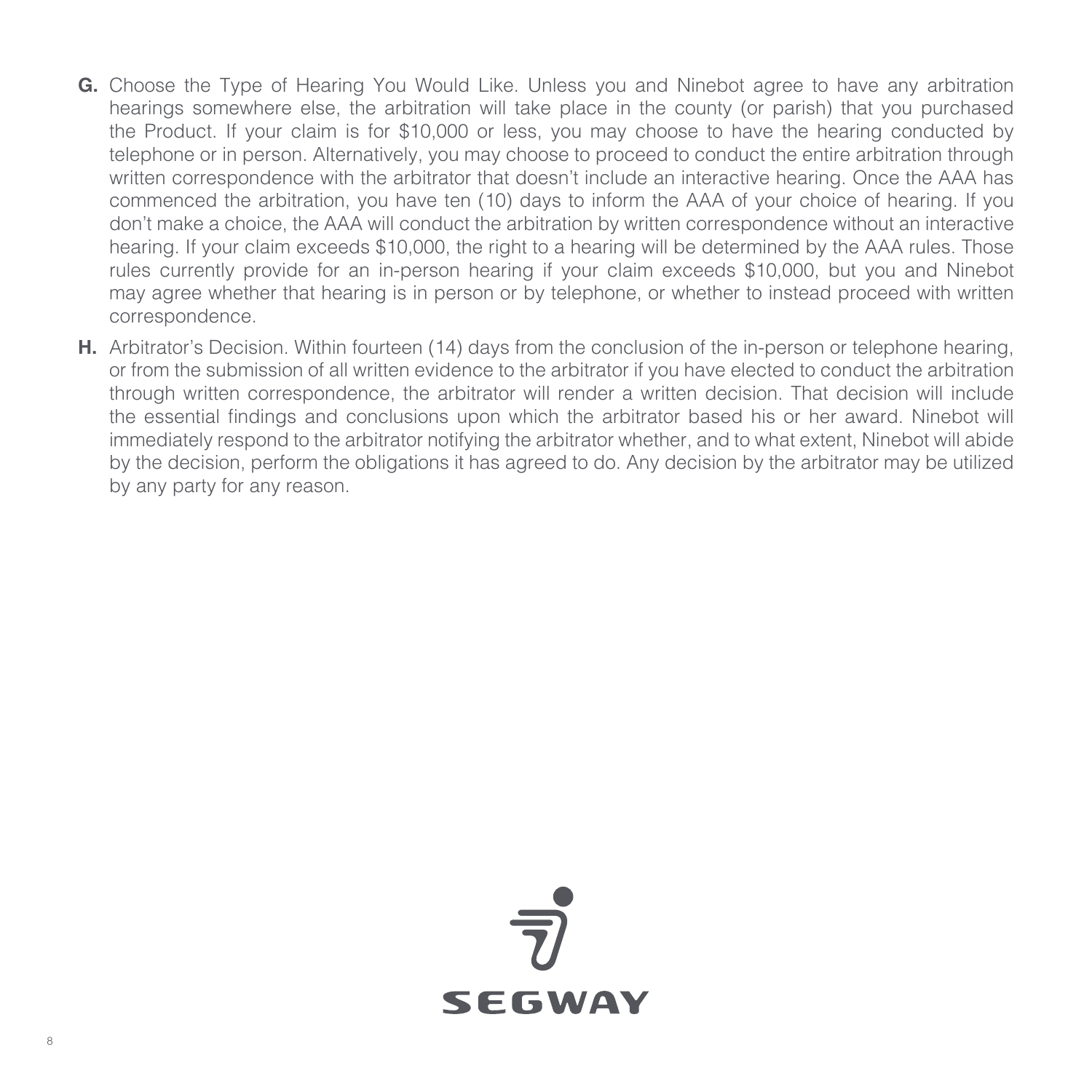**G.** Choose the Type of Hearing You Would Like. Unless you and Ninebot agree to have any arbitration hearings somewhere else, the arbitration will take place in the county (or parish) that you purchased the Product. If your claim is for $10,000 or less, you may choose to have the hearing conducted by telephone or in person. Alternatively, you may choose to proceed to conduct the entire arbitration through written correspondence with the arbitrator that doesn't include an interactive hearing. Once the AAA has commenced the arbitration, you have ten (10) days to inform the AAA of your choice of hearing. If you don't make a choice, the AAA will conduct the arbitration by written correspondence without an interactive hearing. If your claim exceeds $10,000, the right to a hearing will be determined by the AAA rules. Those rules currently provide for an in-person hearing if your claim exceeds $10,000, but you and Ninebot may agree whether that hearing is in person or by telephone, or whether to instead proceed with written correspondence.

**H.** Arbitrator's Decision. Within fourteen (14) days from the conclusion of the in-person or telephone hearing, or from the submission of all written evidence to the arbitrator if you have elected to conduct the arbitration through written correspondence, the arbitrator will render a written decision. That decision will include the essential findings and conclusions upon which the arbitrator based his or her award. Ninebot will immediately respond to the arbitrator notifying the arbitrator whether, and to what extent, Ninebot will abide by the decision, perform the obligations it has agreed to do. Any decision by the arbitrator may be utilized by any party for any reason.

SEGWAY